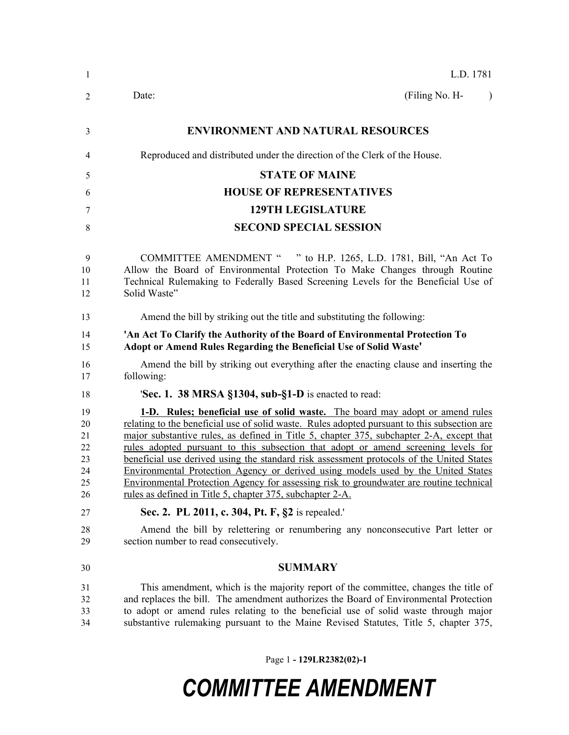L.D. 1781

Date: (Filing No. H- )

# ENVIRONMENT AND NATURAL RESOURCES

Reproduced and distributed under the direction of the Clerk of the House.

## STATE OF MAINE
## HOUSE OF REPRESENTATIVES
## 129TH LEGISLATURE
## SECOND SPECIAL SESSION

COMMITTEE AMENDMENT " " to H.P. 1265, L.D. 1781, Bill, "An Act To Allow the Board of Environmental Protection To Make Changes through Routine Technical Rulemaking to Federally Based Screening Levels for the Beneficial Use of Solid Waste"

Amend the bill by striking out the title and substituting the following:

**'An Act To Clarify the Authority of the Board of Environmental Protection To Adopt or Amend Rules Regarding the Beneficial Use of Solid Waste'**

Amend the bill by striking out everything after the enacting clause and inserting the following:

'**Sec. 1. 38 MRSA §1304, sub-§1-D** is enacted to read:

<u>**1-D. Rules; beneficial use of solid waste.** The board may adopt or amend rules relating to the beneficial use of solid waste. Rules adopted pursuant to this subsection are major substantive rules, as defined in Title 5, chapter 375, subchapter 2-A, except that rules adopted pursuant to this subsection that adopt or amend screening levels for beneficial use derived using the standard risk assessment protocols of the United States Environmental Protection Agency or derived using models used by the United States Environmental Protection Agency for assessing risk to groundwater are routine technical rules as defined in Title 5, chapter 375, subchapter 2-A.</u>

**Sec. 2. PL 2011, c. 304, Pt. F, §2** is repealed.'

Amend the bill by relettering or renumbering any nonconsecutive Part letter or section number to read consecutively.

## SUMMARY

This amendment, which is the majority report of the committee, changes the title of and replaces the bill. The amendment authorizes the Board of Environmental Protection to adopt or amend rules relating to the beneficial use of solid waste through major substantive rulemaking pursuant to the Maine Revised Statutes, Title 5, chapter 375,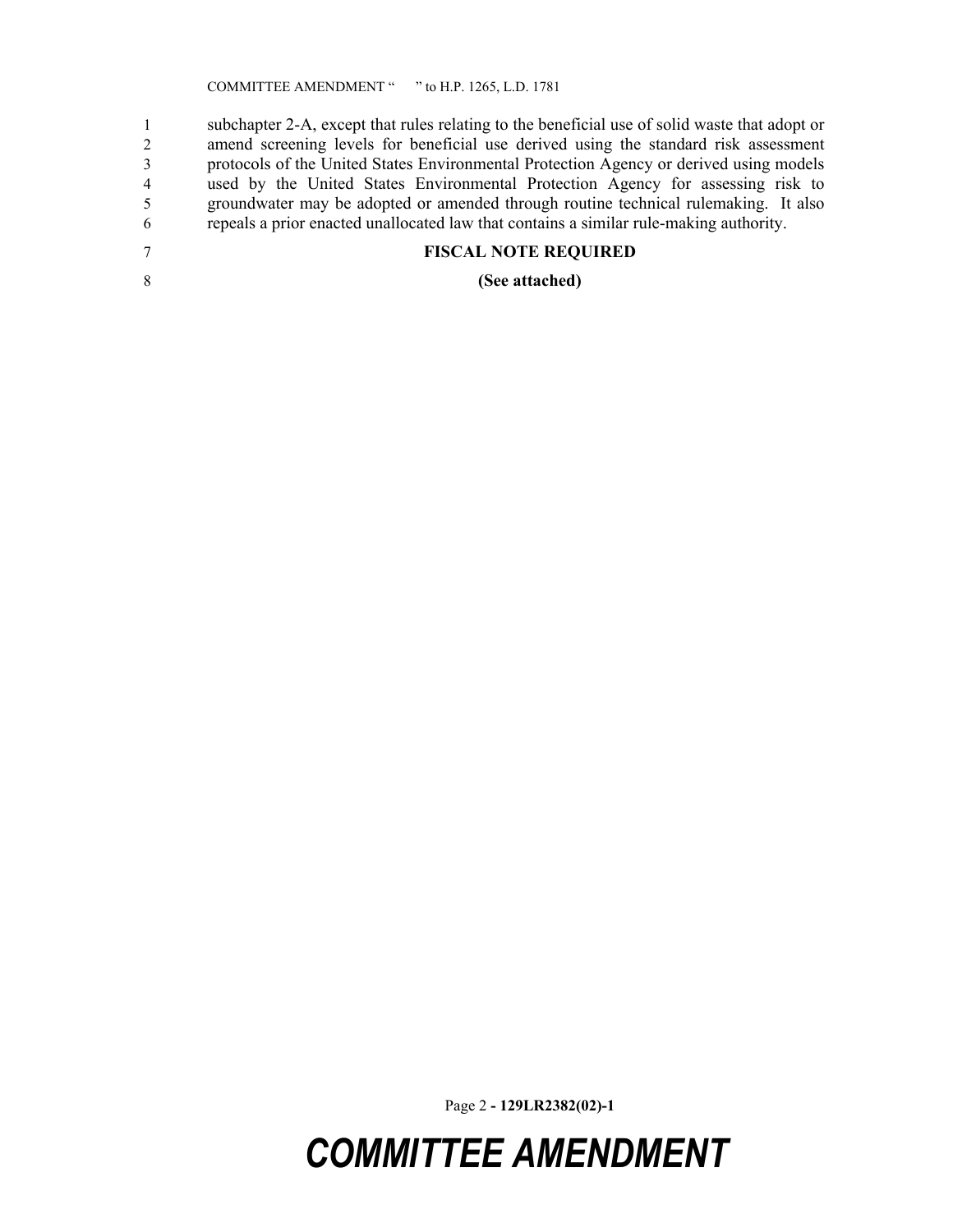subchapter 2-A, except that rules relating to the beneficial use of solid waste that adopt or amend screening levels for beneficial use derived using the standard risk assessment protocols of the United States Environmental Protection Agency or derived using models used by the United States Environmental Protection Agency for assessing risk to groundwater may be adopted or amended through routine technical rulemaking. It also repeals a prior enacted unallocated law that contains a similar rule-making authority.

**FISCAL NOTE REQUIRED**

**(See attached)**